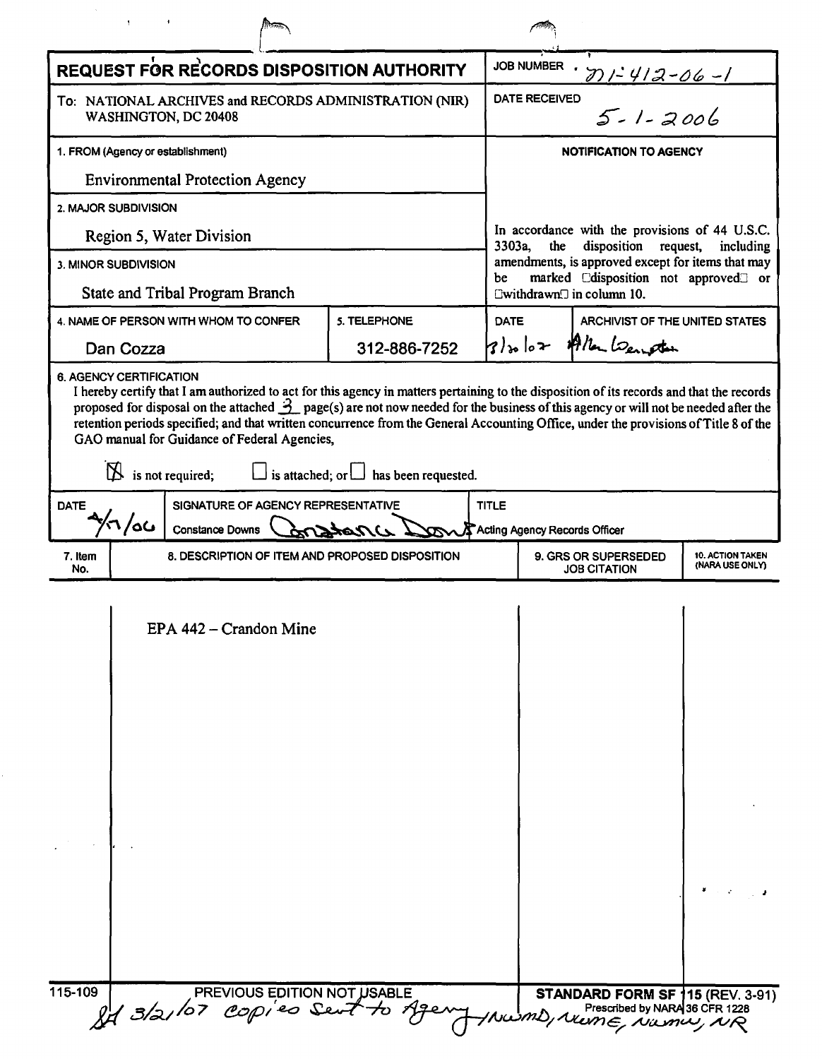# REQUEST FOR RECORDS DISPOSITION AUTHORITY

| | |
|---|---|
| **JOB NUMBER** | N1-412-06-1 |
| **DATE RECEIVED** | 5-1-2006 |

To: NATIONAL ARCHIVES and RECORDS ADMINISTRATION (NIR)
WASHINGTON, DC 20408

**1. FROM (Agency or establishment)**
Environmental Protection Agency

**2. MAJOR SUBDIVISION**
Region 5, Water Division

**3. MINOR SUBDIVISION**
State and Tribal Program Branch

**4. NAME OF PERSON WITH WHOM TO CONFER**
Dan Cozza

**5. TELEPHONE**
312-886-7252

**NOTIFICATION TO AGENCY**

In accordance with the provisions of 44 U.S.C. 3303a, the disposition request, including amendments, is approved except for items that may be marked "disposition not approved" or "withdrawn" in column 10.

| DATE | ARCHIVIST OF THE UNITED STATES |
|---|---|
| 3/20/07 | Allen Weinstein |

**6. AGENCY CERTIFICATION**

I hereby certify that I am authorized to act for this agency in matters pertaining to the disposition of its records and that the records proposed for disposal on the attached 3 page(s) are not now needed for the business of this agency or will not be needed after the retention periods specified; and that written concurrence from the General Accounting Office, under the provisions of Title 8 of the GAO manual for Guidance of Federal Agencies,

☒ is not required; ☐ is attached; or ☐ has been requested.

| DATE | SIGNATURE OF AGENCY REPRESENTATIVE | TITLE |
|---|---|---|
| 4/17/06 | Constance Downs *Constance Downs* | Acting Agency Records Officer |

| 7. Item No. | 8. DESCRIPTION OF ITEM AND PROPOSED DISPOSITION | 9. GRS OR SUPERSEDED JOB CITATION | 10. ACTION TAKEN (NARA USE ONLY) |
|---|---|---|---|
| | EPA 442 – Crandon Mine | | |

115-109 PREVIOUS EDITION NOT USABLE **STANDARD FORM SF 115** (REV. 3-91)
Prescribed by NARA 36 CFR 1228

*SH 3/21/07 copies sent to Agency, NWMD, NWME, NWMW, NR*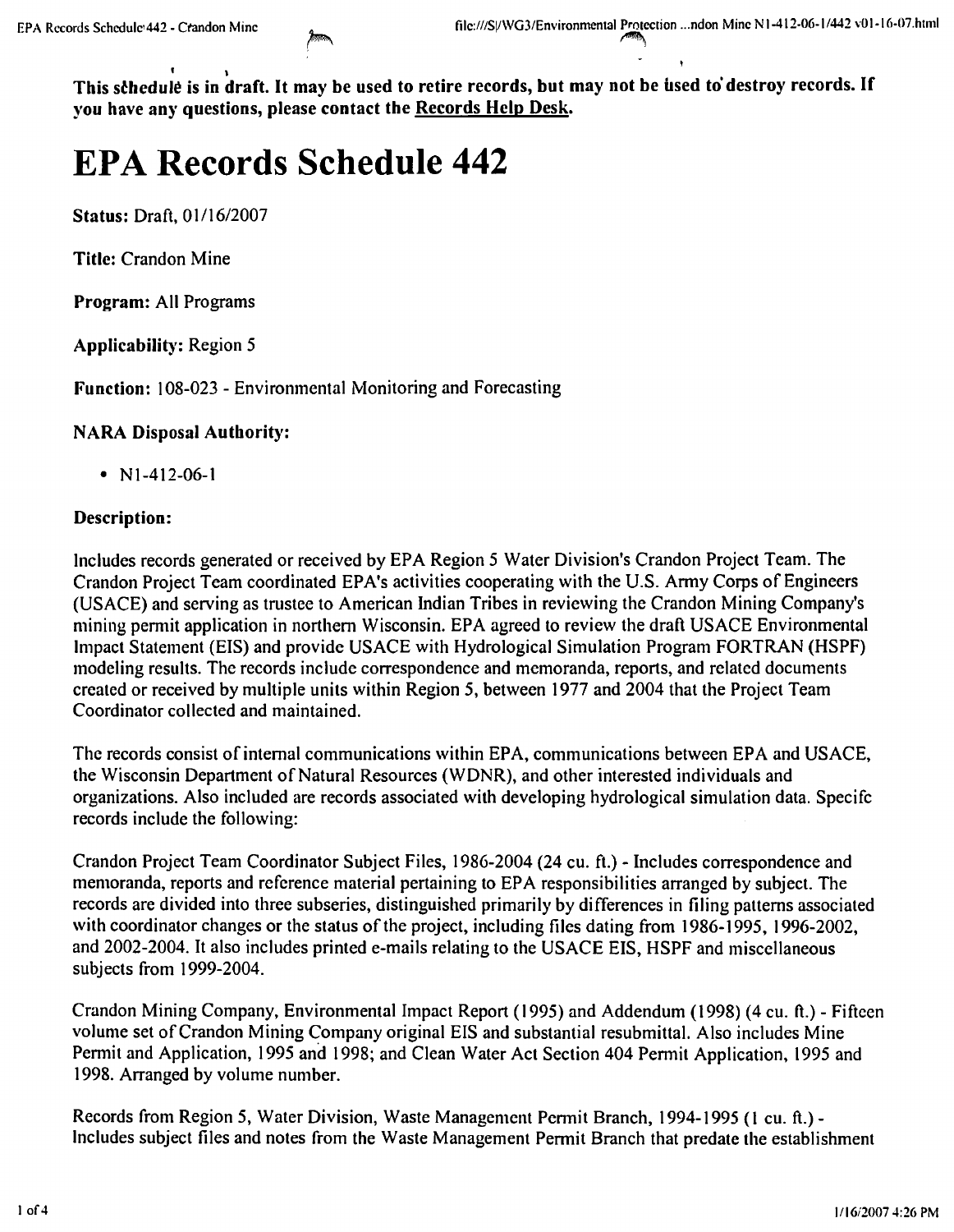This schedule is in draft. It may be used to retire records, but may not be used to destroy records. If you have any questions, please contact the Records Help Desk.

# EPA Records Schedule 442

**Status:** Draft, 01/16/2007

**Title:** Crandon Mine

**Program:** All Programs

**Applicability:** Region 5

**Function:** 108-023 - Environmental Monitoring and Forecasting

**NARA Disposal Authority:**

- N1-412-06-1

**Description:**

Includes records generated or received by EPA Region 5 Water Division's Crandon Project Team. The Crandon Project Team coordinated EPA's activities cooperating with the U.S. Army Corps of Engineers (USACE) and serving as trustee to American Indian Tribes in reviewing the Crandon Mining Company's mining permit application in northern Wisconsin. EPA agreed to review the draft USACE Environmental Impact Statement (EIS) and provide USACE with Hydrological Simulation Program FORTRAN (HSPF) modeling results. The records include correspondence and memoranda, reports, and related documents created or received by multiple units within Region 5, between 1977 and 2004 that the Project Team Coordinator collected and maintained.

The records consist of internal communications within EPA, communications between EPA and USACE, the Wisconsin Department of Natural Resources (WDNR), and other interested individuals and organizations. Also included are records associated with developing hydrological simulation data. Specifc records include the following:

Crandon Project Team Coordinator Subject Files, 1986-2004 (24 cu. ft.) - Includes correspondence and memoranda, reports and reference material pertaining to EPA responsibilities arranged by subject. The records are divided into three subseries, distinguished primarily by differences in filing patterns associated with coordinator changes or the status of the project, including files dating from 1986-1995, 1996-2002, and 2002-2004. It also includes printed e-mails relating to the USACE EIS, HSPF and miscellaneous subjects from 1999-2004.

Crandon Mining Company, Environmental Impact Report (1995) and Addendum (1998) (4 cu. ft.) - Fifteen volume set of Crandon Mining Company original EIS and substantial resubmittal. Also includes Mine Permit and Application, 1995 and 1998; and Clean Water Act Section 404 Permit Application, 1995 and 1998. Arranged by volume number.

Records from Region 5, Water Division, Waste Management Permit Branch, 1994-1995 (1 cu. ft.) - Includes subject files and notes from the Waste Management Permit Branch that predate the establishment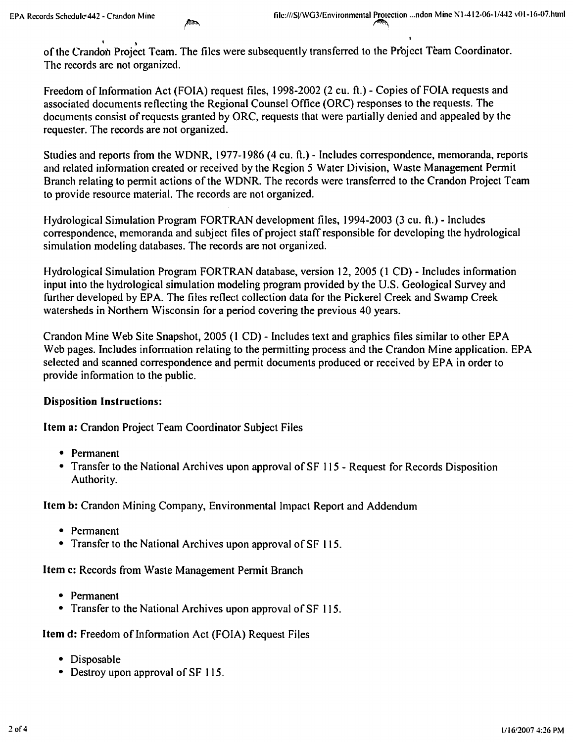of the Crandon Project Team. The files were subsequently transferred to the Project Team Coordinator. The records are not organized.

Freedom of Information Act (FOIA) request files, 1998-2002 (2 cu. ft.) - Copies of FOIA requests and associated documents reflecting the Regional Counsel Office (ORC) responses to the requests. The documents consist of requests granted by ORC, requests that were partially denied and appealed by the requester. The records are not organized.

Studies and reports from the WDNR, 1977-1986 (4 cu. ft.) - Includes correspondence, memoranda, reports and related information created or received by the Region 5 Water Division, Waste Management Permit Branch relating to permit actions of the WDNR. The records were transferred to the Crandon Project Team to provide resource material. The records are not organized.

Hydrological Simulation Program FORTRAN development files, 1994-2003 (3 cu. ft.) - Includes correspondence, memoranda and subject files of project staff responsible for developing the hydrological simulation modeling databases. The records are not organized.

Hydrological Simulation Program FORTRAN database, version 12, 2005 (1 CD) - Includes information input into the hydrological simulation modeling program provided by the U.S. Geological Survey and further developed by EPA. The files reflect collection data for the Pickerel Creek and Swamp Creek watersheds in Northern Wisconsin for a period covering the previous 40 years.

Crandon Mine Web Site Snapshot, 2005 (1 CD) - Includes text and graphics files similar to other EPA Web pages. Includes information relating to the permitting process and the Crandon Mine application. EPA selected and scanned correspondence and permit documents produced or received by EPA in order to provide information to the public.

**Disposition Instructions:**

**Item a:** Crandon Project Team Coordinator Subject Files

- Permanent
- Transfer to the National Archives upon approval of SF 115 - Request for Records Disposition Authority.

**Item b:** Crandon Mining Company, Environmental Impact Report and Addendum

- Permanent
- Transfer to the National Archives upon approval of SF 115.

**Item c:** Records from Waste Management Permit Branch

- Permanent
- Transfer to the National Archives upon approval of SF 115.

**Item d:** Freedom of Information Act (FOIA) Request Files

- Disposable
- Destroy upon approval of SF 115.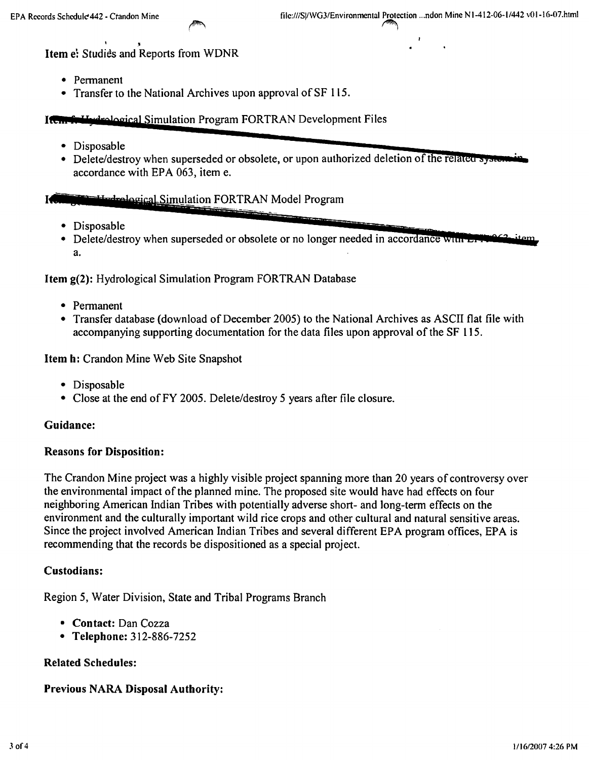**Item e:** Studies and Reports from WDNR

- Permanent
- Transfer to the National Archives upon approval of SF 115.

**Item f:** Hydrological Simulation Program FORTRAN Development Files

- Disposable
- Delete/destroy when superseded or obsolete, or upon authorized deletion of the related system in accordance with EPA 063, item e.

**Item g(1):** Hydrological Simulation FORTRAN Model Program

- Disposable
- Delete/destroy when superseded or obsolete or no longer needed in accordance with EPA 063, item a.

**Item g(2):** Hydrological Simulation Program FORTRAN Database

- Permanent
- Transfer database (download of December 2005) to the National Archives as ASCII flat file with accompanying supporting documentation for the data files upon approval of the SF 115.

**Item h:** Crandon Mine Web Site Snapshot

- Disposable
- Close at the end of FY 2005. Delete/destroy 5 years after file closure.

**Guidance:**

**Reasons for Disposition:**

The Crandon Mine project was a highly visible project spanning more than 20 years of controversy over the environmental impact of the planned mine. The proposed site would have had effects on four neighboring American Indian Tribes with potentially adverse short- and long-term effects on the environment and the culturally important wild rice crops and other cultural and natural sensitive areas. Since the project involved American Indian Tribes and several different EPA program offices, EPA is recommending that the records be dispositioned as a special project.

**Custodians:**

Region 5, Water Division, State and Tribal Programs Branch

- **Contact:** Dan Cozza
- **Telephone:** 312-886-7252

**Related Schedules:**

**Previous NARA Disposal Authority:**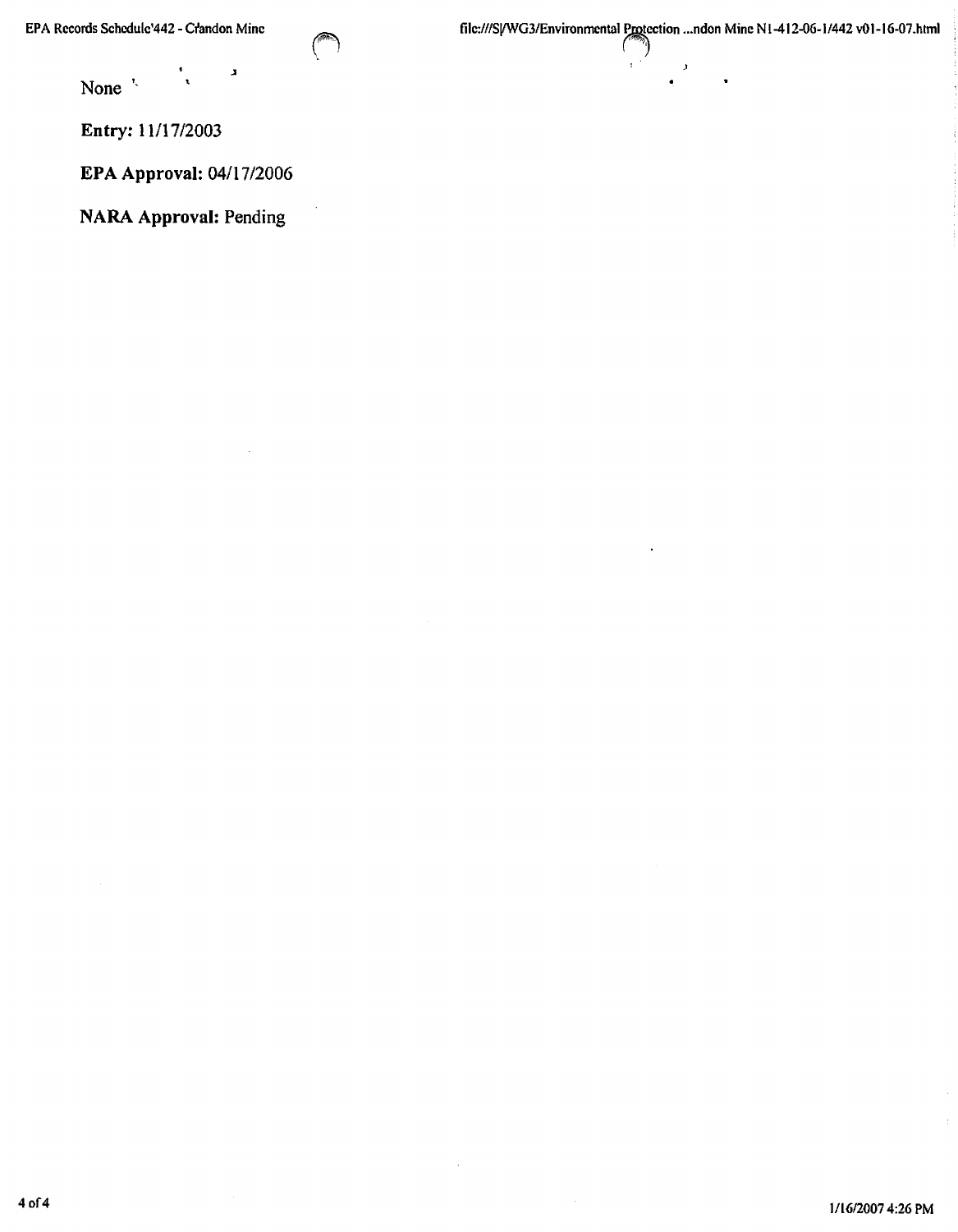None

**Entry:** 11/17/2003

**EPA Approval:** 04/17/2006

**NARA Approval:** Pending